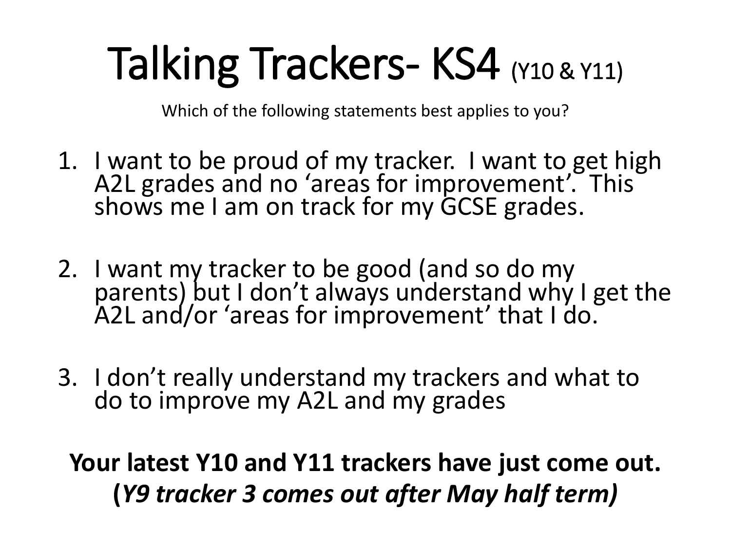# Talking Trackers- KS4 (Y10 & Y11)

Which of the following statements best applies to you?

1. I want to be proud of my tracker. I want to get high A2L grades and no 'areas for improvement'. This shows me I am on track for my GCSE grades.

2. I want my tracker to be good (and so do my parents) but I don't always understand why I get the A2L and/or 'areas for improvement' that I do.

3. I don't really understand my trackers and what to do to improve my A2L and my grades

**Your latest Y10 and Y11 trackers have just come out.**
**(*Y9 tracker 3 comes out after May half term)***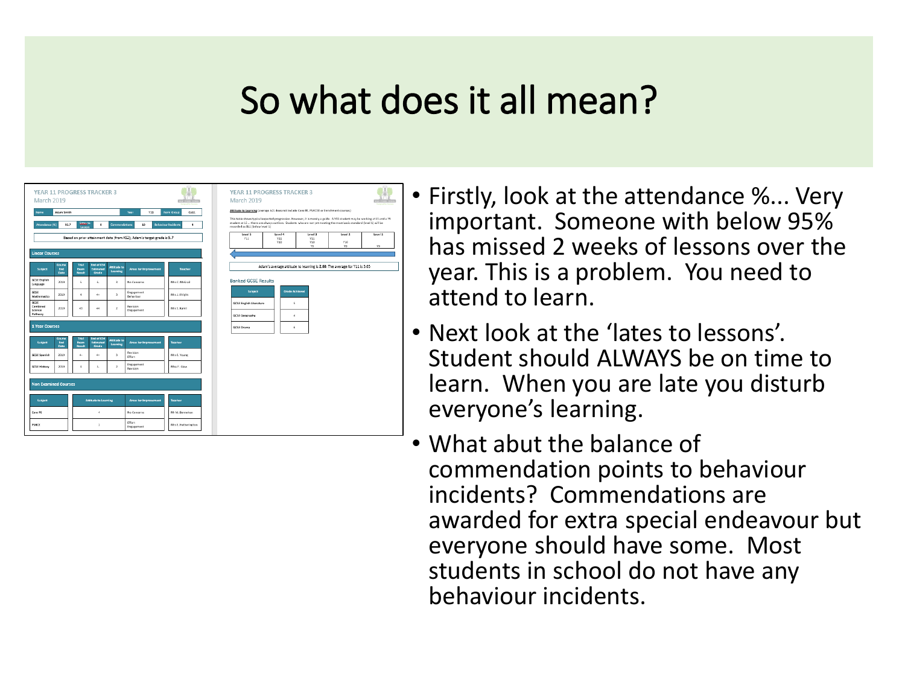# So what does it all mean?

- Firstly, look at the attendance %... Very important. Someone with below 95% has missed 2 weeks of lessons over the year. This is a problem. You need to attend to learn.
- Next look at the 'lates to lessons'. Student should ALWAYS be on time to learn. When you are late you disturb everyone's learning.
- What abut the balance of commendation points to behaviour incidents? Commendations are awarded for extra special endeavour but everyone should have some. Most students in school do not have any behaviour incidents.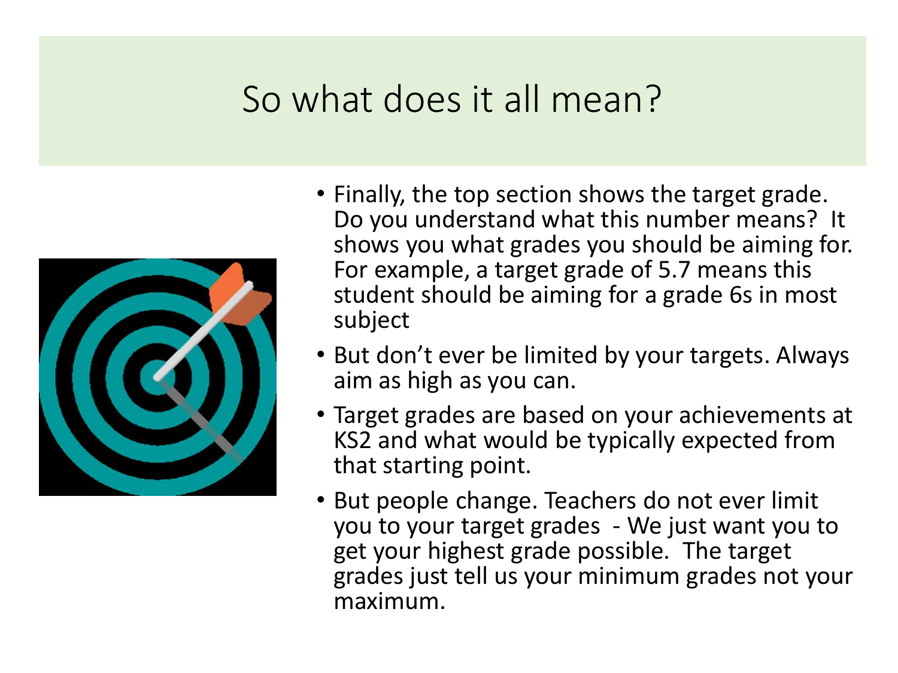# So what does it all mean?

- Finally, the top section shows the target grade. Do you understand what this number means? It shows you what grades you should be aiming for. For example, a target grade of 5.7 means this student should be aiming for a grade 6s in most subject
- But don't ever be limited by your targets. Always aim as high as you can.
- Target grades are based on your achievements at KS2 and what would be typically expected from that starting point.
- But people change. Teachers do not ever limit you to your target grades - We just want you to get your highest grade possible. The target grades just tell us your minimum grades not your maximum.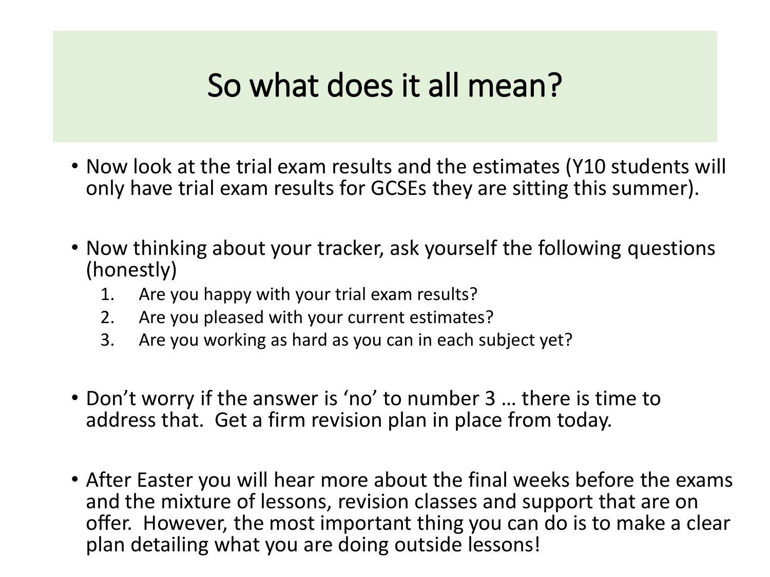# So what does it all mean?

- Now look at the trial exam results and the estimates (Y10 students will only have trial exam results for GCSEs they are sitting this summer).

- Now thinking about your tracker, ask yourself the following questions (honestly)
  1. Are you happy with your trial exam results?
  2. Are you pleased with your current estimates?
  3. Are you working as hard as you can in each subject yet?

- Don't worry if the answer is 'no' to number 3 … there is time to address that. Get a firm revision plan in place from today.

- After Easter you will hear more about the final weeks before the exams and the mixture of lessons, revision classes and support that are on offer. However, the most important thing you can do is to make a clear plan detailing what you are doing outside lessons!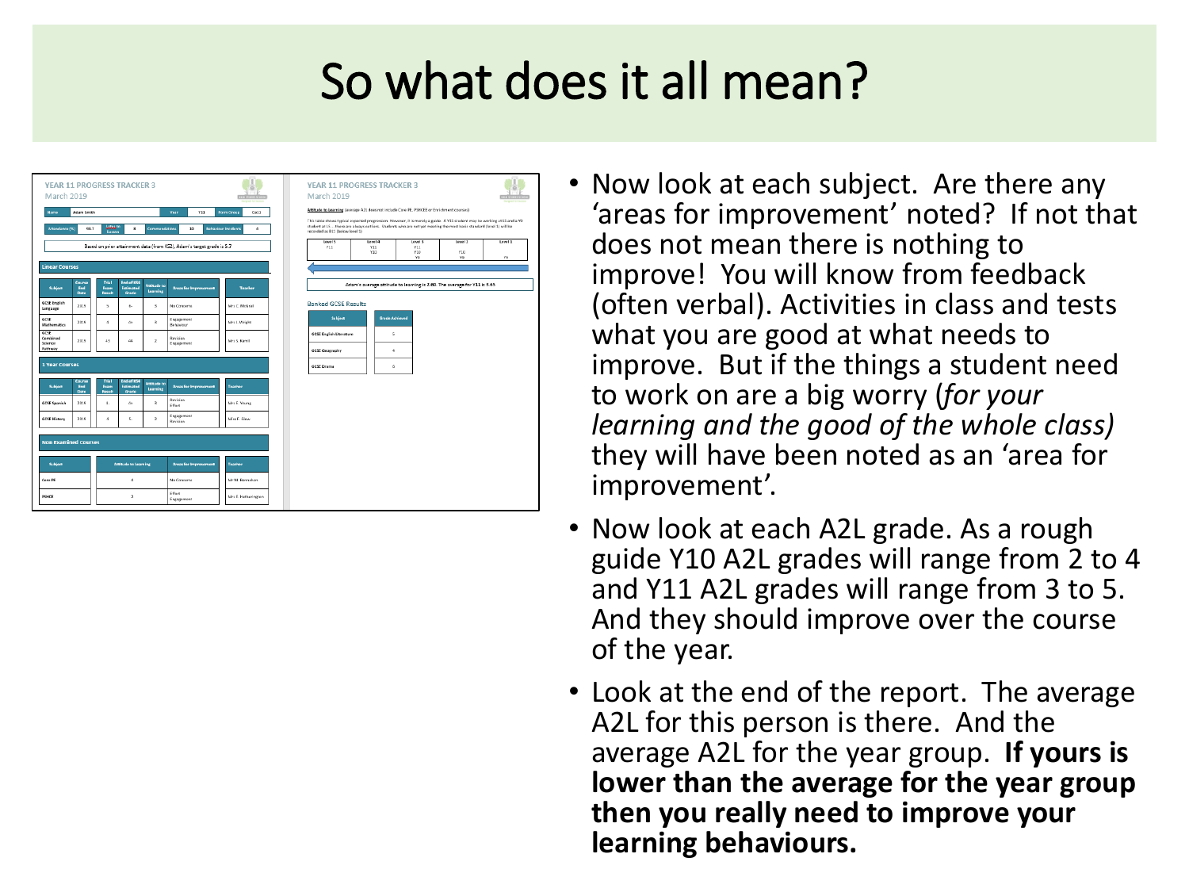# So what does it all mean?

## YEAR 11 PROGRESS TRACKER 3

March 2019

| Name | Adam Smith | Year | Y11 | Form Group | C011 |
|---|---|---|---|---|---|

| Attendance (%) | 93.7 | Lates to Lessons | 8 | Commendations | 10 | Behaviour Incidents | 4 |
|---|---|---|---|---|---|---|---|

Based on prior attainment data (from KS2), Adam's target grade is 5.7

### Linear Courses

| Subject | Course End Date | Trial Exam Result | End of KS4 Estimated Grade | Attitude to Learning | Areas for Improvement | Teacher |
|---|---|---|---|---|---|---|
| GCSE English Language | 2019 | 5 | 6- | 3 | No Concerns | Mrs C. McGrail |
| GCSE Mathematics | 2019 | 6 | 6+ | 3 | Engagement Behaviour | Mrs I. Wright |
| GCSE Combined Science Pathway | 2019 | 4-5 | 4/4 | 2 | Revision Engagement | Mrs S. Hamil |

### 1 Year Courses

| Subject | Course End Date | Trial Exam Result | End of KS4 Estimated Grade | Attitude to Learning | Areas for Improvement | Teacher |
|---|---|---|---|---|---|---|
| GCSE Spanish | 2019 | 5 | 6+ | 3 | Revision Effort | Mrs E. Young |
| GCSE History | 2019 | 6 | 5 | 2 | Engagement Revision | Miss F. Glass |

### Non Examined Courses

| Subject | Attitude to Learning | Areas for Improvement | Teacher |
|---|---|---|---|
| Core PE | 4 | No Concerns | Mr M. Bennehan |
| PSHCE | 3 | Effort Engagement | Mrs E. Fotheringham |

## YEAR 11 PROGRESS TRACKER 3

March 2019

Attitude to Learning (average A2L does not include Core PE, PSHCE or Enrichment courses)

This table shows typical expected progression. However, it is merely a guide. A Y11 student may be working at L5 and a Y9 student at L5 ... there are always outliers. Students who are not yet meeting the most basic standard (level 1) will be recorded as B (= Below level 1)

| Level 5 | Level 4 | Level 3 | Level 2 | Level 1 |
|---|---|---|---|---|
| Y11 | Y11<br>Y10 | Y11<br>Y10<br>Y9 | Y10<br>Y9 | Y9 |

Adam's average attitude to learning is 2.80. The average for Y11 is 3.65

### Banked GCSE Results

| Subject | Grade Achieved |
|---|---|
| GCSE English Literature | 5 |
| GCSE Geography | 4 |
| GCSE Drama | 6 |

- Now look at each subject. Are there any 'areas for improvement' noted? If not that does not mean there is nothing to improve! You will know from feedback (often verbal). Activities in class and tests what you are good at what needs to improve. But if the things a student need to work on are a big worry (*for your learning and the good of the whole class)* they will have been noted as an 'area for improvement'.
- Now look at each A2L grade. As a rough guide Y10 A2L grades will range from 2 to 4 and Y11 A2L grades will range from 3 to 5. And they should improve over the course of the year.
- Look at the end of the report. The average A2L for this person is there. And the average A2L for the year group. **If yours is lower than the average for the year group then you really need to improve your learning behaviours.**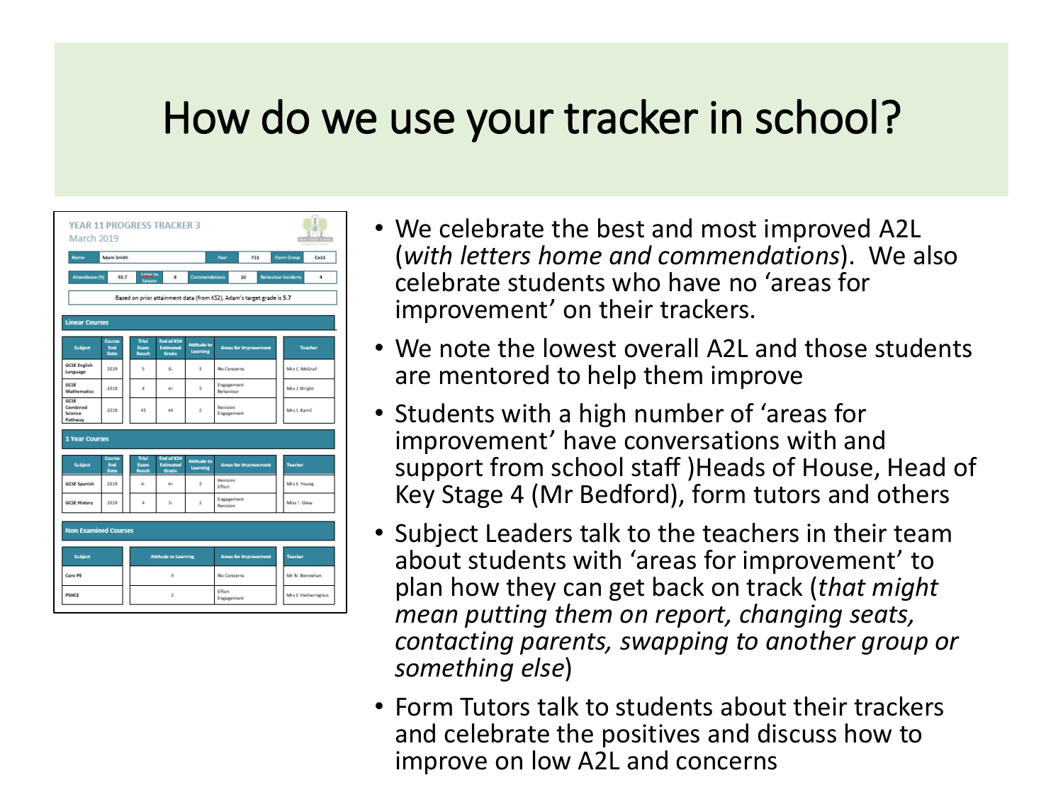# How do we use your tracker in school?

**YEAR 11 PROGRESS TRACKER 3**
March 2019

| Name | Adam Smith | Year | Y11 | Form Group | Co11 |
|---|---|---|---|---|---|

| Attendance (%) | 93.7 | Lates to Lesson | 8 | Commendations | 10 | Behaviour Incidents | 4 |
|---|---|---|---|---|---|---|---|

Based on prior attainment data (from KS2), Adam's target grade is 5.7

**Linear Courses**

| Subject | Course End Date | Trial Exam Result | End of KS4 Estimated Grade | Attitude to Learning | Areas for Improvement | Teacher |
|---|---|---|---|---|---|---|
| GCSE English Language | 2019 | 5 | 6- | 3 | No Concerns | Mrs C. McGrail |
| GCSE Mathematics | 2019 | 4 | 4+ | 3 | Engagement Behaviour | Mrs J. Wright |
| GCSE Combined Science Pathway | 2019 | 43 | 44 | 2 | Revision Engagement | Mrs I. Kamil |

**1 Year Courses**

| Subject | Course End Date | Trial Exam Result | End of KS4 Estimated Grade | Attitude to Learning | Areas for Improvement | Teacher |
|---|---|---|---|---|---|---|
| GCSE Spanish | 2019 | 4- | 4+ | 3 | Revision Effort | Mrs L. Young |
| GCSE History | 2019 | 4 | 5- | 2 | Engagement Revision | Miss F. Glew |

**Non Examined Courses**

| Subject | Attitude to Learning | Areas for Improvement | Teacher |
|---|---|---|---|
| Core PE | 4 | No Concerns | Mr M. Bennehan |
| PSHCE | 2 | Effort Engagement | Mrs E. Hetherington |

- We celebrate the best and most improved A2L (*with letters home and commendations*). We also celebrate students who have no 'areas for improvement' on their trackers.
- We note the lowest overall A2L and those students are mentored to help them improve
- Students with a high number of 'areas for improvement' have conversations with and support from school staff )Heads of House, Head of Key Stage 4 (Mr Bedford), form tutors and others
- Subject Leaders talk to the teachers in their team about students with 'areas for improvement' to plan how they can get back on track (*that might mean putting them on report, changing seats, contacting parents, swapping to another group or something else*)
- Form Tutors talk to students about their trackers and celebrate the positives and discuss how to improve on low A2L and concerns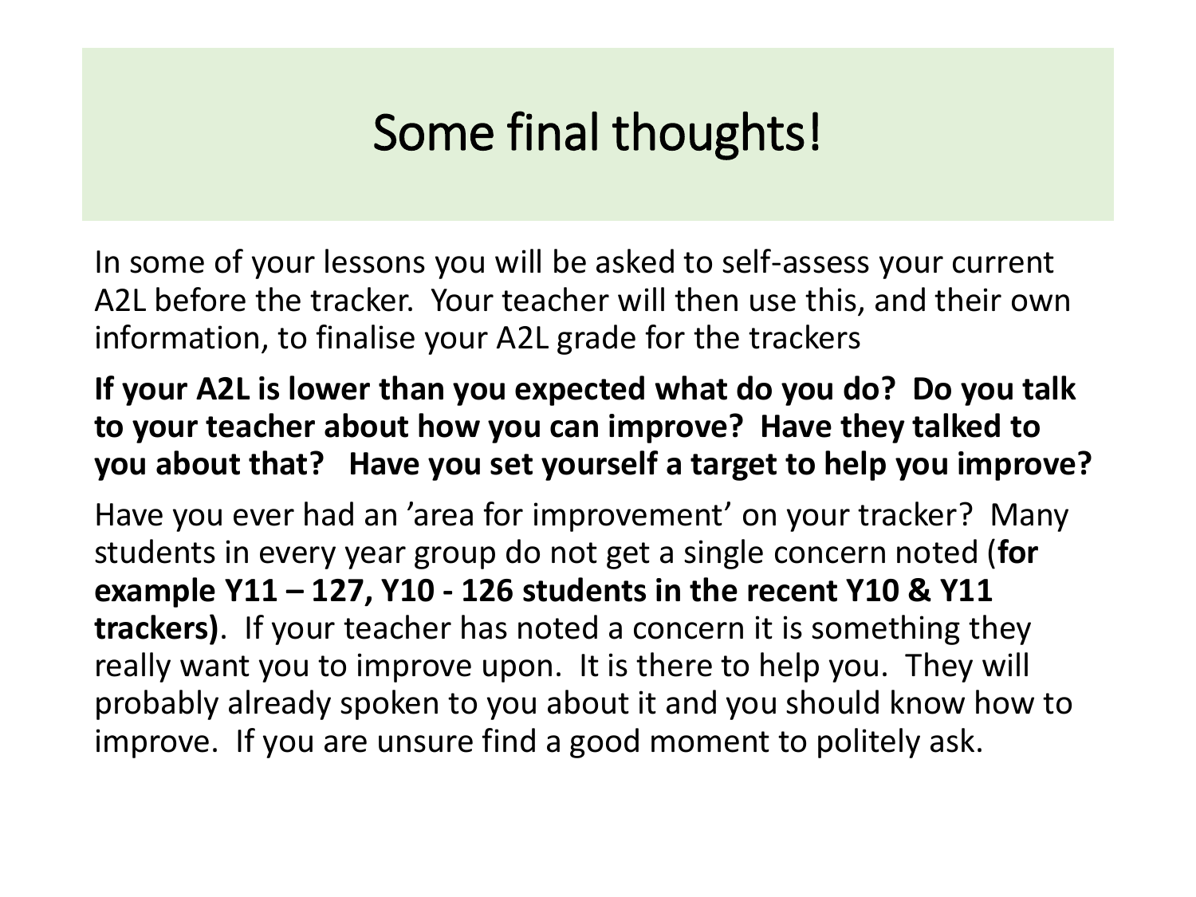# Some final thoughts!

In some of your lessons you will be asked to self-assess your current A2L before the tracker. Your teacher will then use this, and their own information, to finalise your A2L grade for the trackers

**If your A2L is lower than you expected what do you do? Do you talk to your teacher about how you can improve? Have they talked to you about that? Have you set yourself a target to help you improve?**

Have you ever had an 'area for improvement' on your tracker? Many students in every year group do not get a single concern noted (**for example Y11 – 127, Y10 - 126 students in the recent Y10 & Y11 trackers)**. If your teacher has noted a concern it is something they really want you to improve upon. It is there to help you. They will probably already spoken to you about it and you should know how to improve. If you are unsure find a good moment to politely ask.